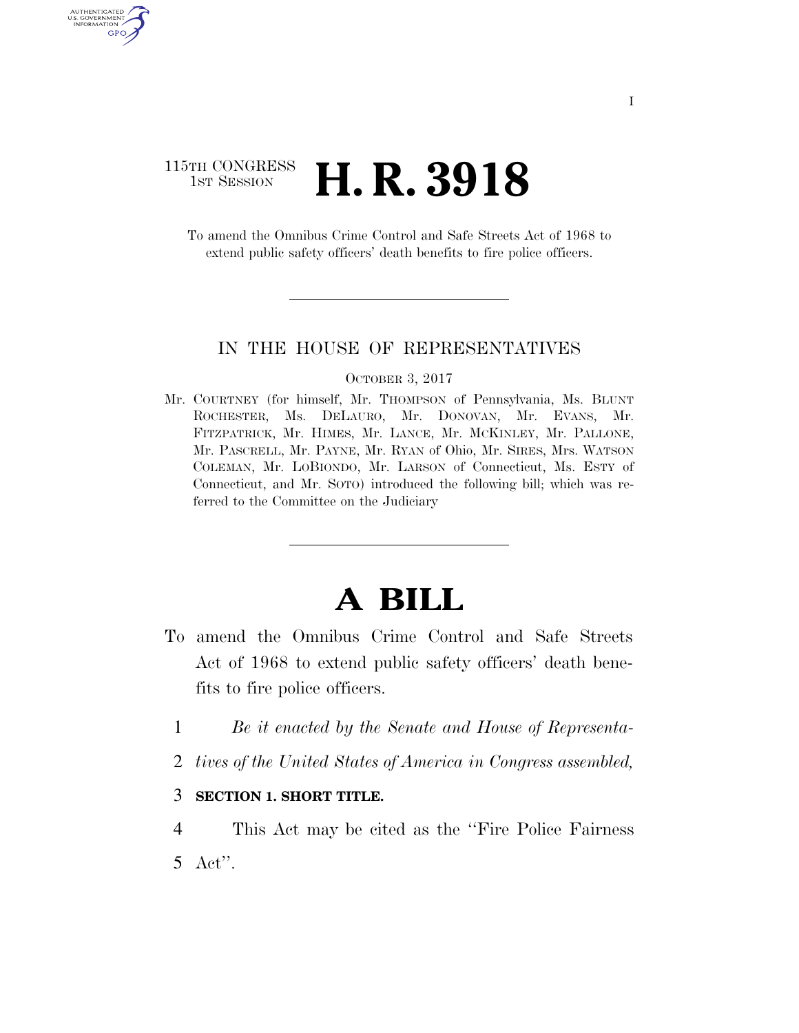115TH CONGRESS
1ST SESSION

# H. R. 3918

To amend the Omnibus Crime Control and Safe Streets Act of 1968 to extend public safety officers' death benefits to fire police officers.

IN THE HOUSE OF REPRESENTATIVES

OCTOBER 3, 2017

Mr. COURTNEY (for himself, Mr. THOMPSON of Pennsylvania, Ms. BLUNT ROCHESTER, Ms. DELAURO, Mr. DONOVAN, Mr. EVANS, Mr. FITZPATRICK, Mr. HIMES, Mr. LANCE, Mr. MCKINLEY, Mr. PALLONE, Mr. PASCRELL, Mr. PAYNE, Mr. RYAN of Ohio, Mr. SIRES, Mrs. WATSON COLEMAN, Mr. LOBIONDO, Mr. LARSON of Connecticut, Ms. ESTY of Connecticut, and Mr. SOTO) introduced the following bill; which was referred to the Committee on the Judiciary

# A BILL

To amend the Omnibus Crime Control and Safe Streets Act of 1968 to extend public safety officers' death benefits to fire police officers.

1 *Be it enacted by the Senate and House of Representa-*
2 *tives of the United States of America in Congress assembled,*

3 **SECTION 1. SHORT TITLE.**

4 This Act may be cited as the ''Fire Police Fairness
5 Act''.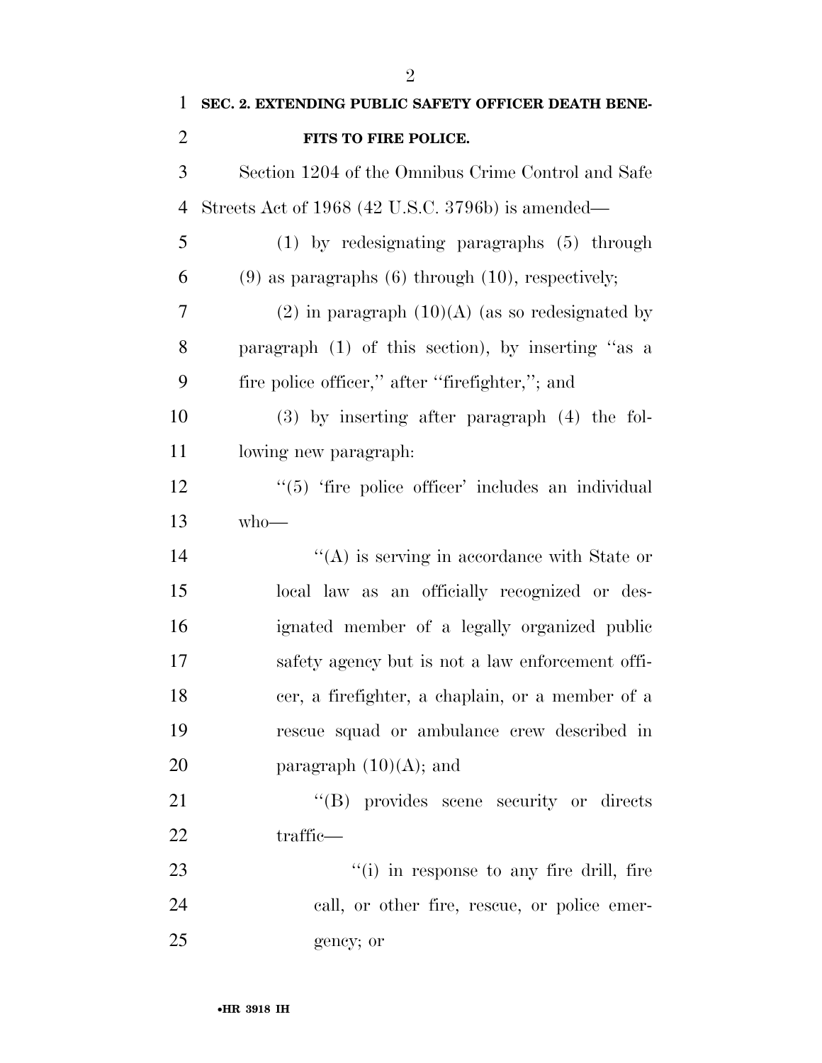**SEC. 2. EXTENDING PUBLIC SAFETY OFFICER DEATH BENEFITS TO FIRE POLICE.**

Section 1204 of the Omnibus Crime Control and Safe Streets Act of 1968 (42 U.S.C. 3796b) is amended—

(1) by redesignating paragraphs (5) through (9) as paragraphs (6) through (10), respectively;

(2) in paragraph (10)(A) (as so redesignated by paragraph (1) of this section), by inserting ''as a fire police officer,'' after ''firefighter,''; and

(3) by inserting after paragraph (4) the following new paragraph:

''(5) 'fire police officer' includes an individual who—

''(A) is serving in accordance with State or local law as an officially recognized or designated member of a legally organized public safety agency but is not a law enforcement officer, a firefighter, a chaplain, or a member of a rescue squad or ambulance crew described in paragraph (10)(A); and

''(B) provides scene security or directs traffic—

''(i) in response to any fire drill, fire call, or other fire, rescue, or police emergency; or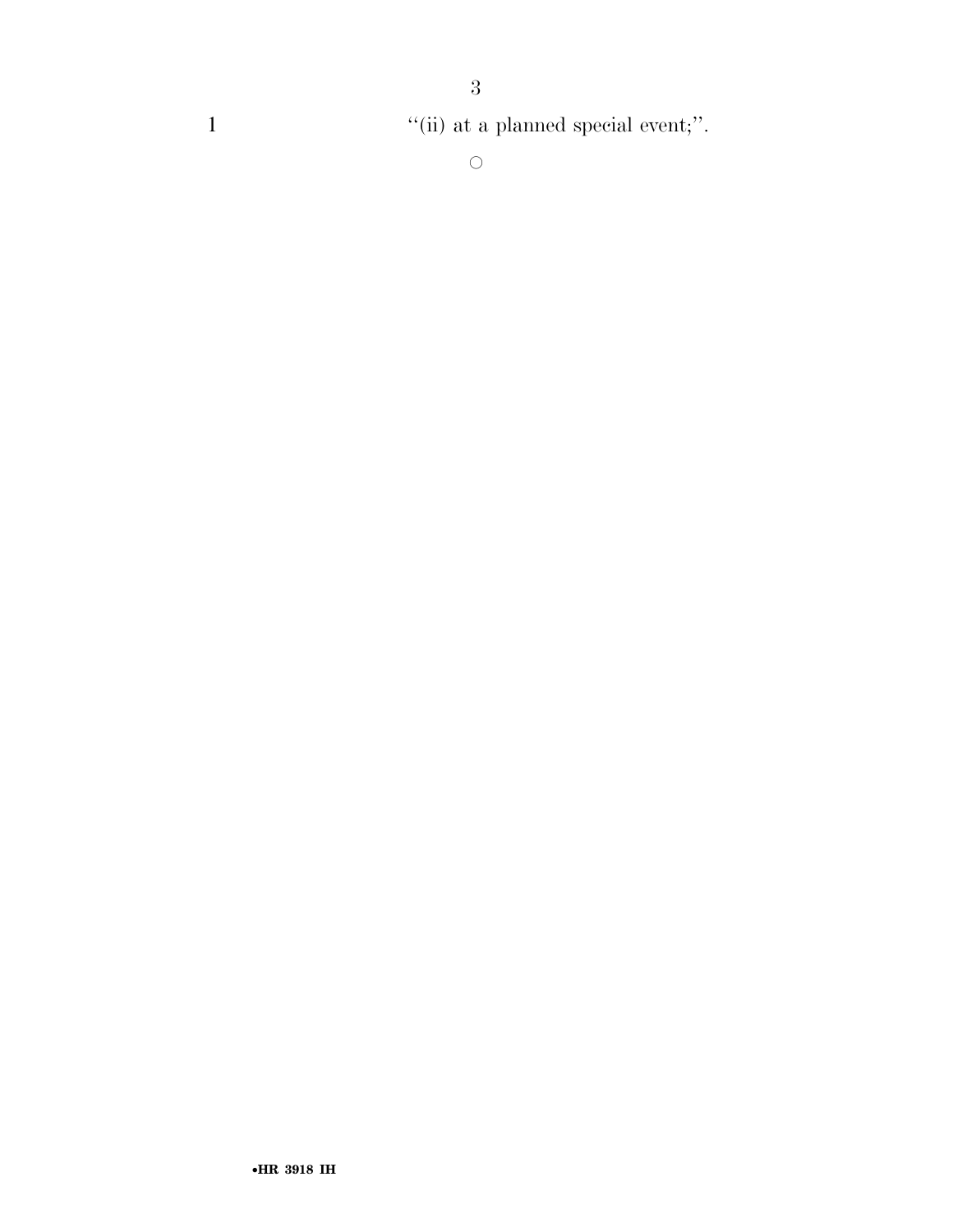"(ii) at a planned special event;".